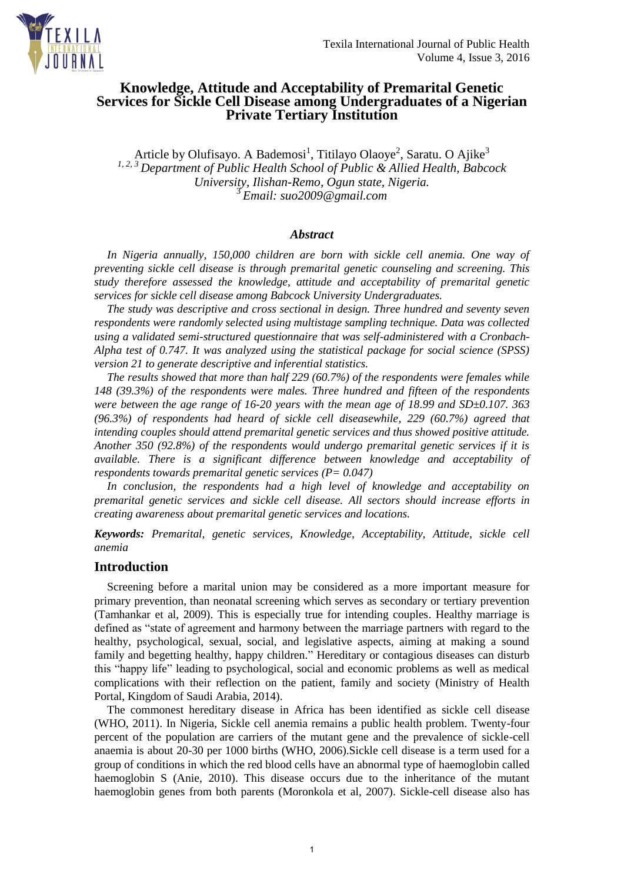# Knowledge, Attitude and Acceptability of Premarital Genetic Services for Sickle Cell Disease among Undergraduates of a Nigerian Private Tertiary Institution

Article by Olufisayo. A Bademosi[1], Titilayo Olaoye[2], Saratu. O Ajike[3]

*[1, 2, 3] Department of Public Health School of Public & Allied Health, Babcock University, Ilishan-Remo, Ogun state, Nigeria.*

*[3] Email: suo2009@gmail.com*

## *Abstract*

*In Nigeria annually, 150,000 children are born with sickle cell anemia. One way of preventing sickle cell disease is through premarital genetic counseling and screening. This study therefore assessed the knowledge, attitude and acceptability of premarital genetic services for sickle cell disease among Babcock University Undergraduates.*

*The study was descriptive and cross sectional in design. Three hundred and seventy seven respondents were randomly selected using multistage sampling technique. Data was collected using a validated semi-structured questionnaire that was self-administered with a Cronbach-Alpha test of 0.747. It was analyzed using the statistical package for social science (SPSS) version 21 to generate descriptive and inferential statistics.*

*The results showed that more than half 229 (60.7%) of the respondents were females while 148 (39.3%) of the respondents were males. Three hundred and fifteen of the respondents were between the age range of 16-20 years with the mean age of 18.99 and SD±0.107. 363 (96.3%) of respondents had heard of sickle cell diseasewhile, 229 (60.7%) agreed that intending couples should attend premarital genetic services and thus showed positive attitude. Another 350 (92.8%) of the respondents would undergo premarital genetic services if it is available. There is a significant difference between knowledge and acceptability of respondents towards premarital genetic services (P= 0.047)*

*In conclusion, the respondents had a high level of knowledge and acceptability on premarital genetic services and sickle cell disease. All sectors should increase efforts in creating awareness about premarital genetic services and locations.*

***Keywords:*** *Premarital, genetic services, Knowledge, Acceptability, Attitude, sickle cell anemia*

## Introduction

Screening before a marital union may be considered as a more important measure for primary prevention, than neonatal screening which serves as secondary or tertiary prevention (Tamhankar et al, 2009). This is especially true for intending couples. Healthy marriage is defined as "state of agreement and harmony between the marriage partners with regard to the healthy, psychological, sexual, social, and legislative aspects, aiming at making a sound family and begetting healthy, happy children." Hereditary or contagious diseases can disturb this "happy life" leading to psychological, social and economic problems as well as medical complications with their reflection on the patient, family and society (Ministry of Health Portal, Kingdom of Saudi Arabia, 2014).

The commonest hereditary disease in Africa has been identified as sickle cell disease (WHO, 2011). In Nigeria, Sickle cell anemia remains a public health problem. Twenty-four percent of the population are carriers of the mutant gene and the prevalence of sickle-cell anaemia is about 20-30 per 1000 births (WHO, 2006).Sickle cell disease is a term used for a group of conditions in which the red blood cells have an abnormal type of haemoglobin called haemoglobin S (Anie, 2010). This disease occurs due to the inheritance of the mutant haemoglobin genes from both parents (Moronkola et al, 2007). Sickle-cell disease also has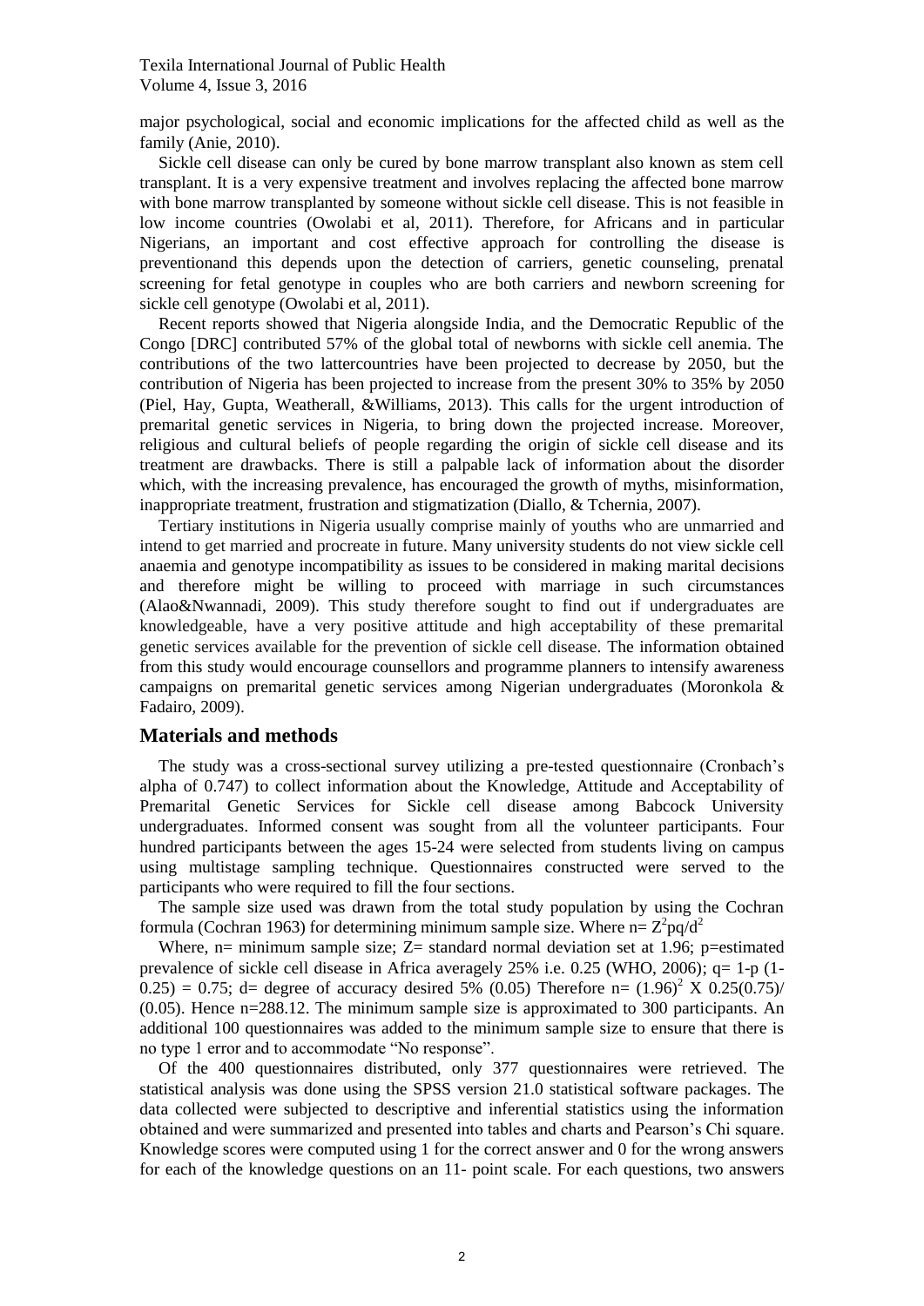major psychological, social and economic implications for the affected child as well as the family (Anie, 2010).

Sickle cell disease can only be cured by bone marrow transplant also known as stem cell transplant. It is a very expensive treatment and involves replacing the affected bone marrow with bone marrow transplanted by someone without sickle cell disease. This is not feasible in low income countries (Owolabi et al, 2011). Therefore, for Africans and in particular Nigerians, an important and cost effective approach for controlling the disease is preventionand this depends upon the detection of carriers, genetic counseling, prenatal screening for fetal genotype in couples who are both carriers and newborn screening for sickle cell genotype (Owolabi et al, 2011).

Recent reports showed that Nigeria alongside India, and the Democratic Republic of the Congo [DRC] contributed 57% of the global total of newborns with sickle cell anemia. The contributions of the two lattercountries have been projected to decrease by 2050, but the contribution of Nigeria has been projected to increase from the present 30% to 35% by 2050 (Piel, Hay, Gupta, Weatherall, &Williams, 2013). This calls for the urgent introduction of premarital genetic services in Nigeria, to bring down the projected increase. Moreover, religious and cultural beliefs of people regarding the origin of sickle cell disease and its treatment are drawbacks. There is still a palpable lack of information about the disorder which, with the increasing prevalence, has encouraged the growth of myths, misinformation, inappropriate treatment, frustration and stigmatization (Diallo, & Tchernia, 2007).

Tertiary institutions in Nigeria usually comprise mainly of youths who are unmarried and intend to get married and procreate in future. Many university students do not view sickle cell anaemia and genotype incompatibility as issues to be considered in making marital decisions and therefore might be willing to proceed with marriage in such circumstances (Alao&Nwannadi, 2009). This study therefore sought to find out if undergraduates are knowledgeable, have a very positive attitude and high acceptability of these premarital genetic services available for the prevention of sickle cell disease. The information obtained from this study would encourage counsellors and programme planners to intensify awareness campaigns on premarital genetic services among Nigerian undergraduates (Moronkola & Fadairo, 2009).

## Materials and methods

The study was a cross-sectional survey utilizing a pre-tested questionnaire (Cronbach's alpha of 0.747) to collect information about the Knowledge, Attitude and Acceptability of Premarital Genetic Services for Sickle cell disease among Babcock University undergraduates. Informed consent was sought from all the volunteer participants. Four hundred participants between the ages 15-24 were selected from students living on campus using multistage sampling technique. Questionnaires constructed were served to the participants who were required to fill the four sections.

The sample size used was drawn from the total study population by using the Cochran formula (Cochran 1963) for determining minimum sample size. Where $n= Z^2pq/d^2$

Where, n= minimum sample size; Z= standard normal deviation set at 1.96; p=estimated prevalence of sickle cell disease in Africa averagely 25% i.e. 0.25 (WHO, 2006); q= 1-p (1-0.25) = 0.75; d= degree of accuracy desired 5% (0.05) Therefore $n= (1.96)^2 \text{ X } 0.25(0.75)/(0.05)$. Hence n=288.12. The minimum sample size is approximated to 300 participants. An additional 100 questionnaires was added to the minimum sample size to ensure that there is no type 1 error and to accommodate "No response".

Of the 400 questionnaires distributed, only 377 questionnaires were retrieved. The statistical analysis was done using the SPSS version 21.0 statistical software packages. The data collected were subjected to descriptive and inferential statistics using the information obtained and were summarized and presented into tables and charts and Pearson's Chi square. Knowledge scores were computed using 1 for the correct answer and 0 for the wrong answers for each of the knowledge questions on an 11- point scale. For each questions, two answers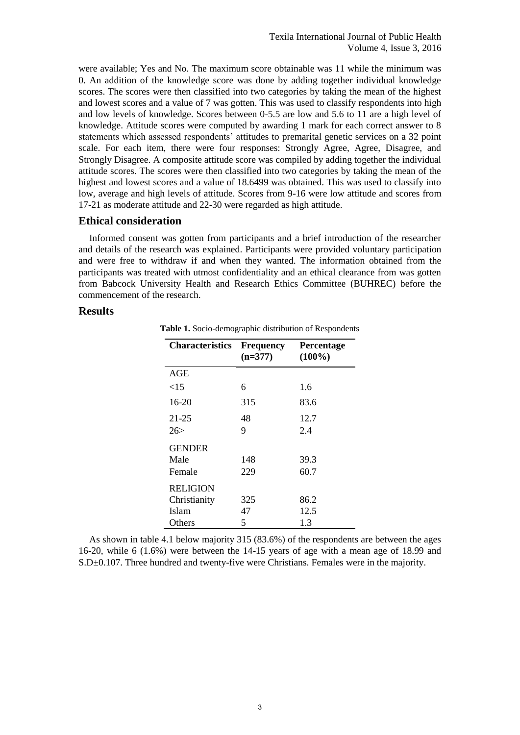were available; Yes and No. The maximum score obtainable was 11 while the minimum was 0. An addition of the knowledge score was done by adding together individual knowledge scores. The scores were then classified into two categories by taking the mean of the highest and lowest scores and a value of 7 was gotten. This was used to classify respondents into high and low levels of knowledge. Scores between 0-5.5 are low and 5.6 to 11 are a high level of knowledge. Attitude scores were computed by awarding 1 mark for each correct answer to 8 statements which assessed respondents' attitudes to premarital genetic services on a 32 point scale. For each item, there were four responses: Strongly Agree, Agree, Disagree, and Strongly Disagree. A composite attitude score was compiled by adding together the individual attitude scores. The scores were then classified into two categories by taking the mean of the highest and lowest scores and a value of 18.6499 was obtained. This was used to classify into low, average and high levels of attitude. Scores from 9-16 were low attitude and scores from 17-21 as moderate attitude and 22-30 were regarded as high attitude.

## Ethical consideration

Informed consent was gotten from participants and a brief introduction of the researcher and details of the research was explained. Participants were provided voluntary participation and were free to withdraw if and when they wanted. The information obtained from the participants was treated with utmost confidentiality and an ethical clearance from was gotten from Babcock University Health and Research Ethics Committee (BUHREC) before the commencement of the research.

## Results

**Table 1.** Socio-demographic distribution of Respondents

| Characteristics | Frequency (n=377) | Percentage (100%) |
|---|---|---|
| AGE | | |
| <15 | 6 | 1.6 |
| 16-20 | 315 | 83.6 |
| 21-25 | 48 | 12.7 |
| 26> | 9 | 2.4 |
| GENDER | | |
| Male | 148 | 39.3 |
| Female | 229 | 60.7 |
| RELIGION | | |
| Christianity | 325 | 86.2 |
| Islam | 47 | 12.5 |
| Others | 5 | 1.3 |

As shown in table 4.1 below majority 315 (83.6%) of the respondents are between the ages 16-20, while 6 (1.6%) were between the 14-15 years of age with a mean age of 18.99 and S.D±0.107. Three hundred and twenty-five were Christians. Females were in the majority.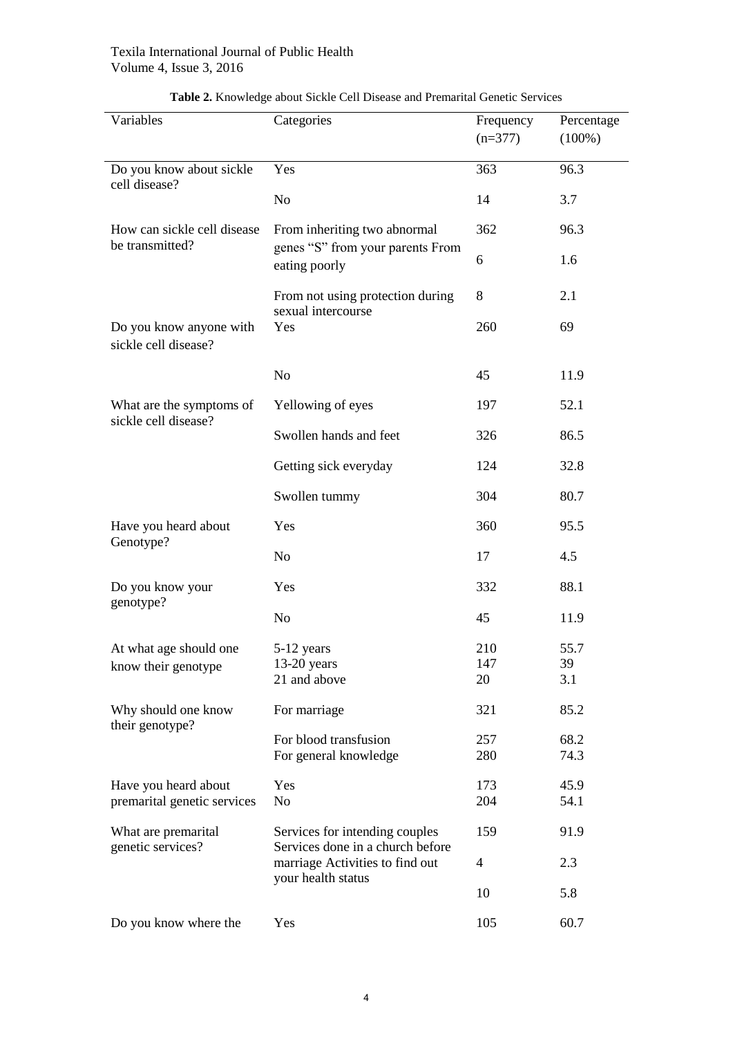**Table 2.** Knowledge about Sickle Cell Disease and Premarital Genetic Services

| Variables | Categories | Frequency (n=377) | Percentage (100%) |
|---|---|---|---|
| Do you know about sickle cell disease? | Yes | 363 | 96.3 |
| | No | 14 | 3.7 |
| How can sickle cell disease be transmitted? | From inheriting two abnormal genes "S" from your parents | 362 | 96.3 |
| | From eating poorly | 6 | 1.6 |
| | From not using protection during sexual intercourse | 8 | 2.1 |
| Do you know anyone with sickle cell disease? | Yes | 260 | 69 |
| | No | 45 | 11.9 |
| What are the symptoms of sickle cell disease? | Yellowing of eyes | 197 | 52.1 |
| | Swollen hands and feet | 326 | 86.5 |
| | Getting sick everyday | 124 | 32.8 |
| | Swollen tummy | 304 | 80.7 |
| Have you heard about Genotype? | Yes | 360 | 95.5 |
| | No | 17 | 4.5 |
| Do you know your genotype? | Yes | 332 | 88.1 |
| | No | 45 | 11.9 |
| At what age should one know their genotype | 5-12 years | 210 | 55.7 |
| | 13-20 years | 147 | 39 |
| | 21 and above | 20 | 3.1 |
| Why should one know their genotype? | For marriage | 321 | 85.2 |
| | For blood transfusion | 257 | 68.2 |
| | For general knowledge | 280 | 74.3 |
| Have you heard about premarital genetic services | Yes | 173 | 45.9 |
| | No | 204 | 54.1 |
| What are premarital genetic services? | Services for intending couples | 159 | 91.9 |
| | Services done in a church before marriage | 4 | 2.3 |
| | Activities to find out your health status | 10 | 5.8 |
| Do you know where the | Yes | 105 | 60.7 |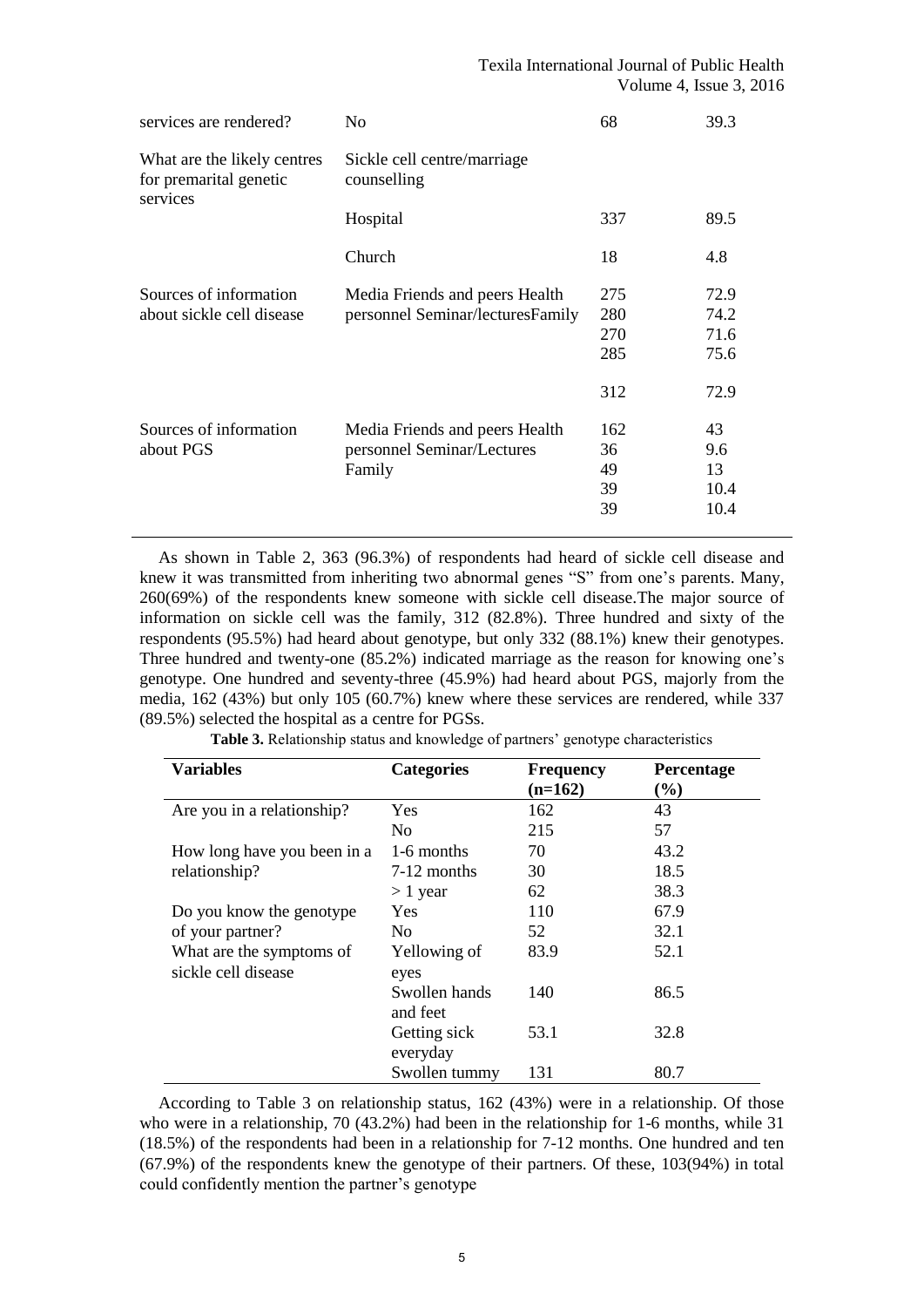| | | | |
|---|---|---|---|
| services are rendered? | No | 68 | 39.3 |
| What are the likely centres for premarital genetic services | Sickle cell centre/marriage counselling | | |
| | Hospital | 337 | 89.5 |
| | Church | 18 | 4.8 |
| Sources of information about sickle cell disease | Media Friends and peers Health personnel Seminar/lecturesFamily | 275<br>280<br>270<br>285<br><br>312 | 72.9<br>74.2<br>71.6<br>75.6<br><br>72.9 |
| Sources of information about PGS | Media Friends and peers Health personnel Seminar/Lectures Family | 162<br>36<br>49<br>39<br>39 | 43<br>9.6<br>13<br>10.4<br>10.4 |

As shown in Table 2, 363 (96.3%) of respondents had heard of sickle cell disease and knew it was transmitted from inheriting two abnormal genes "S" from one's parents. Many, 260(69%) of the respondents knew someone with sickle cell disease.The major source of information on sickle cell was the family, 312 (82.8%). Three hundred and sixty of the respondents (95.5%) had heard about genotype, but only 332 (88.1%) knew their genotypes. Three hundred and twenty-one (85.2%) indicated marriage as the reason for knowing one's genotype. One hundred and seventy-three (45.9%) had heard about PGS, majorly from the media, 162 (43%) but only 105 (60.7%) knew where these services are rendered, while 337 (89.5%) selected the hospital as a centre for PGSs.

**Table 3.** Relationship status and knowledge of partners' genotype characteristics

| Variables | Categories | Frequency (n=162) | Percentage (%) |
|---|---|---|---|
| Are you in a relationship? | Yes | 162 | 43 |
| | No | 215 | 57 |
| How long have you been in a relationship? | 1-6 months | 70 | 43.2 |
| | 7-12 months | 30 | 18.5 |
| | > 1 year | 62 | 38.3 |
| Do you know the genotype of your partner? | Yes | 110 | 67.9 |
| | No | 52 | 32.1 |
| What are the symptoms of sickle cell disease | Yellowing of eyes | 83.9 | 52.1 |
| | Swollen hands and feet | 140 | 86.5 |
| | Getting sick everyday | 53.1 | 32.8 |
| | Swollen tummy | 131 | 80.7 |

According to Table 3 on relationship status, 162 (43%) were in a relationship. Of those who were in a relationship, 70 (43.2%) had been in the relationship for 1-6 months, while 31 (18.5%) of the respondents had been in a relationship for 7-12 months. One hundred and ten (67.9%) of the respondents knew the genotype of their partners. Of these, 103(94%) in total could confidently mention the partner's genotype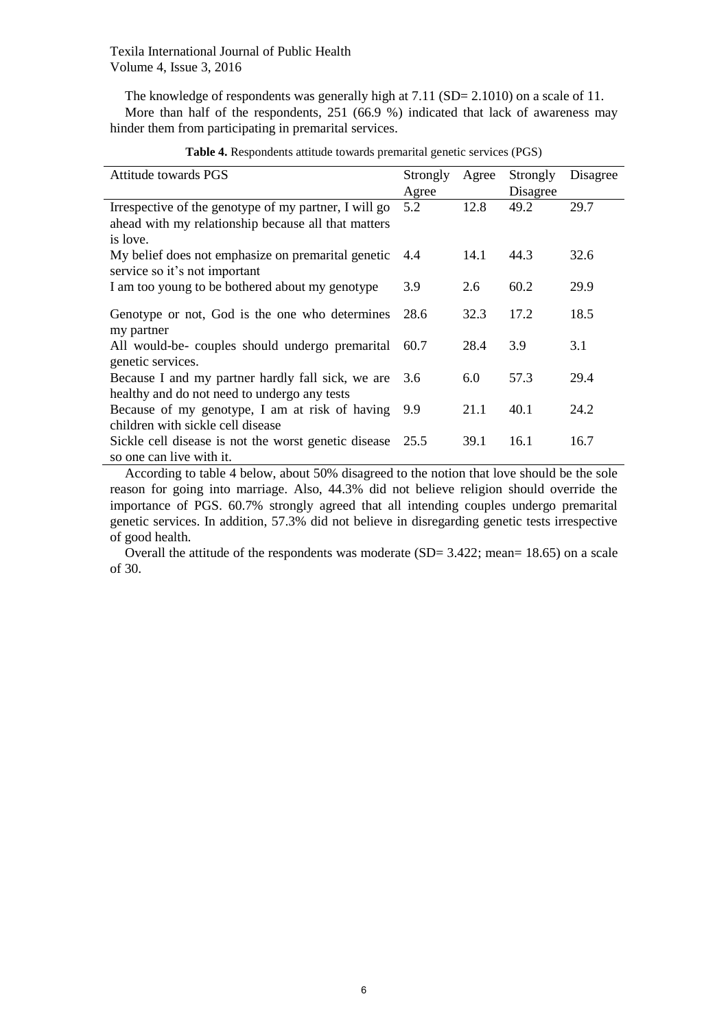The knowledge of respondents was generally high at 7.11 (SD= 2.1010) on a scale of 11.

More than half of the respondents, 251 (66.9 %) indicated that lack of awareness may hinder them from participating in premarital services.

**Table 4.** Respondents attitude towards premarital genetic services (PGS)

| Attitude towards PGS | Strongly Agree | Agree | Strongly Disagree | Disagree |
|---|---|---|---|---|
| Irrespective of the genotype of my partner, I will go ahead with my relationship because all that matters is love. | 5.2 | 12.8 | 49.2 | 29.7 |
| My belief does not emphasize on premarital genetic service so it's not important | 4.4 | 14.1 | 44.3 | 32.6 |
| I am too young to be bothered about my genotype | 3.9 | 2.6 | 60.2 | 29.9 |
| Genotype or not, God is the one who determines my partner | 28.6 | 32.3 | 17.2 | 18.5 |
| All would-be- couples should undergo premarital genetic services. | 60.7 | 28.4 | 3.9 | 3.1 |
| Because I and my partner hardly fall sick, we are healthy and do not need to undergo any tests | 3.6 | 6.0 | 57.3 | 29.4 |
| Because of my genotype, I am at risk of having children with sickle cell disease | 9.9 | 21.1 | 40.1 | 24.2 |
| Sickle cell disease is not the worst genetic disease so one can live with it. | 25.5 | 39.1 | 16.1 | 16.7 |

According to table 4 below, about 50% disagreed to the notion that love should be the sole reason for going into marriage. Also, 44.3% did not believe religion should override the importance of PGS. 60.7% strongly agreed that all intending couples undergo premarital genetic services. In addition, 57.3% did not believe in disregarding genetic tests irrespective of good health.

Overall the attitude of the respondents was moderate (SD= 3.422; mean= 18.65) on a scale of 30.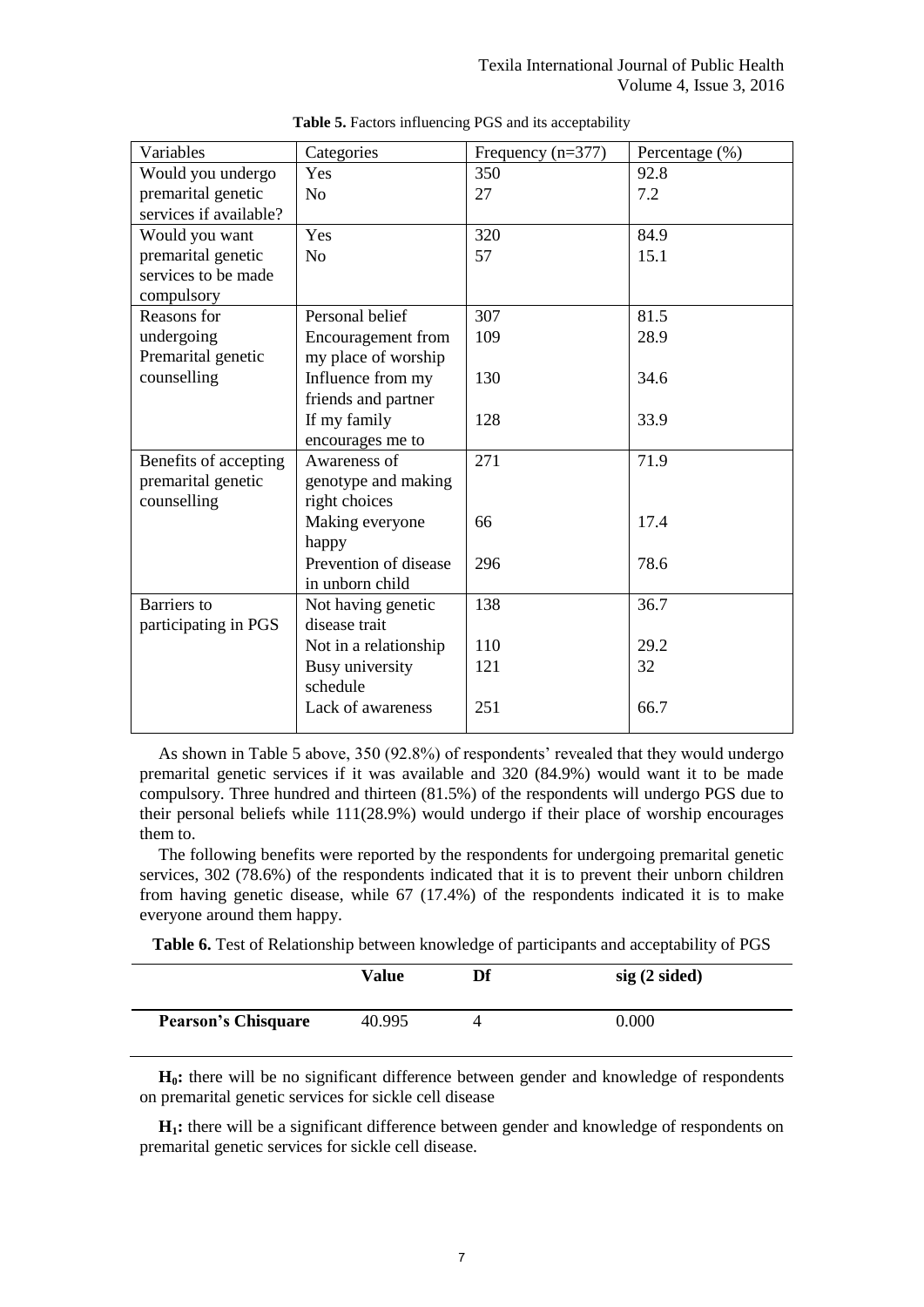**Table 5.** Factors influencing PGS and its acceptability

| Variables | Categories | Frequency (n=377) | Percentage (%) |
|---|---|---|---|
| Would you undergo premarital genetic services if available? | Yes | 350 | 92.8 |
| | No | 27 | 7.2 |
| Would you want premarital genetic services to be made compulsory | Yes | 320 | 84.9 |
| | No | 57 | 15.1 |
| Reasons for undergoing Premarital genetic counselling | Personal belief | 307 | 81.5 |
| | Encouragement from my place of worship | 109 | 28.9 |
| | Influence from my friends and partner | 130 | 34.6 |
| | If my family encourages me to | 128 | 33.9 |
| Benefits of accepting premarital genetic counselling | Awareness of genotype and making right choices | 271 | 71.9 |
| | Making everyone happy | 66 | 17.4 |
| | Prevention of disease in unborn child | 296 | 78.6 |
| Barriers to participating in PGS | Not having genetic disease trait | 138 | 36.7 |
| | Not in a relationship | 110 | 29.2 |
| | Busy university schedule | 121 | 32 |
| | Lack of awareness | 251 | 66.7 |

As shown in Table 5 above, 350 (92.8%) of respondents' revealed that they would undergo premarital genetic services if it was available and 320 (84.9%) would want it to be made compulsory. Three hundred and thirteen (81.5%) of the respondents will undergo PGS due to their personal beliefs while 111(28.9%) would undergo if their place of worship encourages them to.

The following benefits were reported by the respondents for undergoing premarital genetic services, 302 (78.6%) of the respondents indicated that it is to prevent their unborn children from having genetic disease, while 67 (17.4%) of the respondents indicated it is to make everyone around them happy.

**Table 6.** Test of Relationship between knowledge of participants and acceptability of PGS

| | Value | Df | sig (2 sided) |
|---|---|---|---|
| **Pearson's Chisquare** | 40.995 | 4 | 0.000 |

**$H_0$:** there will be no significant difference between gender and knowledge of respondents on premarital genetic services for sickle cell disease

**$H_1$:** there will be a significant difference between gender and knowledge of respondents on premarital genetic services for sickle cell disease.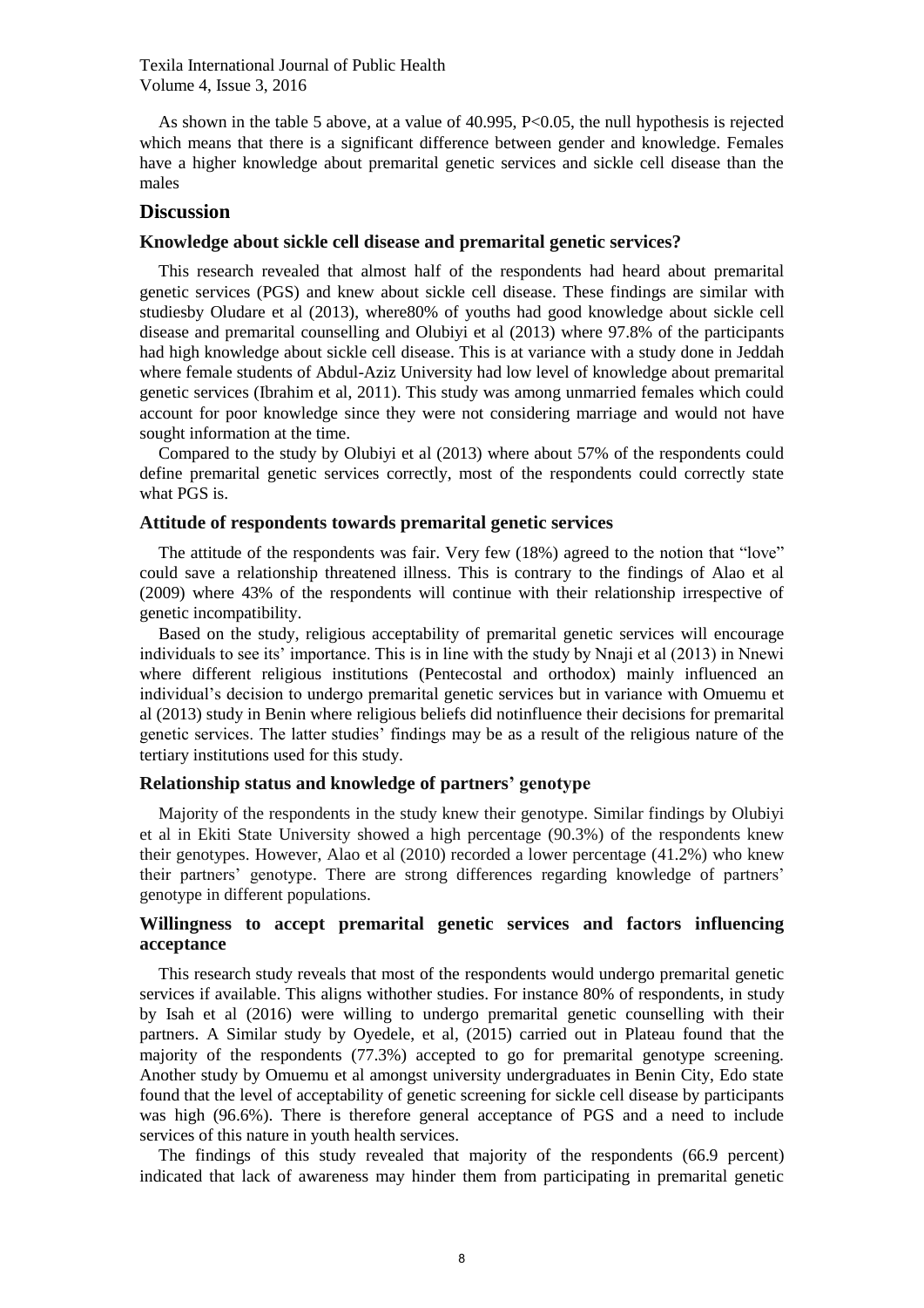As shown in the table 5 above, at a value of 40.995, $P<0.05$, the null hypothesis is rejected which means that there is a significant difference between gender and knowledge. Females have a higher knowledge about premarital genetic services and sickle cell disease than the males

## Discussion

### Knowledge about sickle cell disease and premarital genetic services?

This research revealed that almost half of the respondents had heard about premarital genetic services (PGS) and knew about sickle cell disease. These findings are similar with studiesby Oludare et al (2013), where80% of youths had good knowledge about sickle cell disease and premarital counselling and Olubiyi et al (2013) where 97.8% of the participants had high knowledge about sickle cell disease. This is at variance with a study done in Jeddah where female students of Abdul-Aziz University had low level of knowledge about premarital genetic services (Ibrahim et al, 2011). This study was among unmarried females which could account for poor knowledge since they were not considering marriage and would not have sought information at the time.

Compared to the study by Olubiyi et al (2013) where about 57% of the respondents could define premarital genetic services correctly, most of the respondents could correctly state what PGS is.

### Attitude of respondents towards premarital genetic services

The attitude of the respondents was fair. Very few (18%) agreed to the notion that "love" could save a relationship threatened illness. This is contrary to the findings of Alao et al (2009) where 43% of the respondents will continue with their relationship irrespective of genetic incompatibility.

Based on the study, religious acceptability of premarital genetic services will encourage individuals to see its' importance. This is in line with the study by Nnaji et al (2013) in Nnewi where different religious institutions (Pentecostal and orthodox) mainly influenced an individual's decision to undergo premarital genetic services but in variance with Omuemu et al (2013) study in Benin where religious beliefs did notinfluence their decisions for premarital genetic services. The latter studies' findings may be as a result of the religious nature of the tertiary institutions used for this study.

### Relationship status and knowledge of partners' genotype

Majority of the respondents in the study knew their genotype. Similar findings by Olubiyi et al in Ekiti State University showed a high percentage (90.3%) of the respondents knew their genotypes. However, Alao et al (2010) recorded a lower percentage (41.2%) who knew their partners' genotype. There are strong differences regarding knowledge of partners' genotype in different populations.

### Willingness to accept premarital genetic services and factors influencing acceptance

This research study reveals that most of the respondents would undergo premarital genetic services if available. This aligns withother studies. For instance 80% of respondents, in study by Isah et al (2016) were willing to undergo premarital genetic counselling with their partners. A Similar study by Oyedele, et al, (2015) carried out in Plateau found that the majority of the respondents (77.3%) accepted to go for premarital genotype screening. Another study by Omuemu et al amongst university undergraduates in Benin City, Edo state found that the level of acceptability of genetic screening for sickle cell disease by participants was high (96.6%). There is therefore general acceptance of PGS and a need to include services of this nature in youth health services.

The findings of this study revealed that majority of the respondents (66.9 percent) indicated that lack of awareness may hinder them from participating in premarital genetic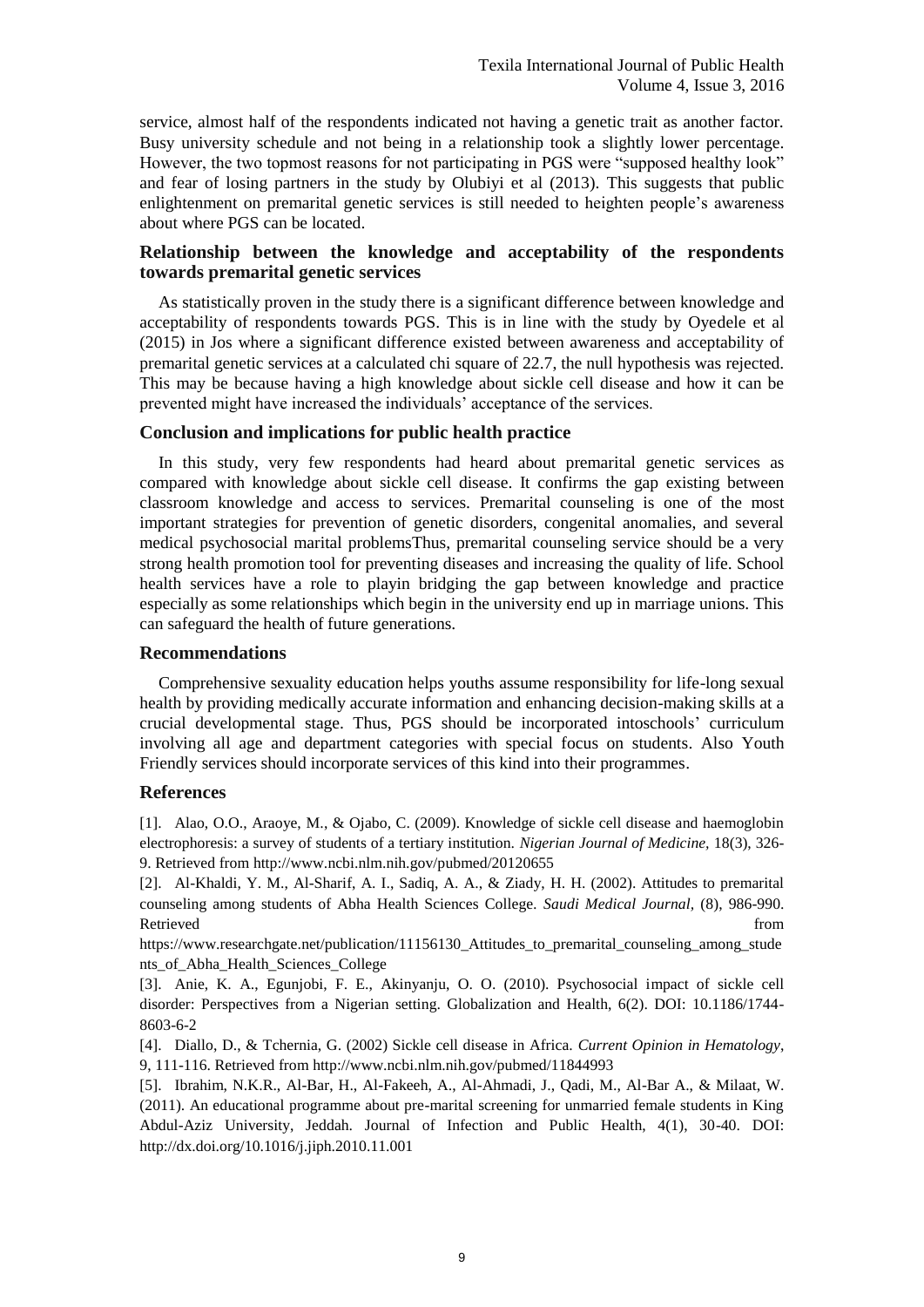service, almost half of the respondents indicated not having a genetic trait as another factor. Busy university schedule and not being in a relationship took a slightly lower percentage. However, the two topmost reasons for not participating in PGS were "supposed healthy look" and fear of losing partners in the study by Olubiyi et al (2013). This suggests that public enlightenment on premarital genetic services is still needed to heighten people's awareness about where PGS can be located.

### Relationship between the knowledge and acceptability of the respondents towards premarital genetic services

As statistically proven in the study there is a significant difference between knowledge and acceptability of respondents towards PGS. This is in line with the study by Oyedele et al (2015) in Jos where a significant difference existed between awareness and acceptability of premarital genetic services at a calculated chi square of 22.7, the null hypothesis was rejected. This may be because having a high knowledge about sickle cell disease and how it can be prevented might have increased the individuals' acceptance of the services.

### Conclusion and implications for public health practice

In this study, very few respondents had heard about premarital genetic services as compared with knowledge about sickle cell disease. It confirms the gap existing between classroom knowledge and access to services. Premarital counseling is one of the most important strategies for prevention of genetic disorders, congenital anomalies, and several medical psychosocial marital problemsThus, premarital counseling service should be a very strong health promotion tool for preventing diseases and increasing the quality of life. School health services have a role to playin bridging the gap between knowledge and practice especially as some relationships which begin in the university end up in marriage unions. This can safeguard the health of future generations.

### Recommendations

Comprehensive sexuality education helps youths assume responsibility for life-long sexual health by providing medically accurate information and enhancing decision-making skills at a crucial developmental stage. Thus, PGS should be incorporated intoschools' curriculum involving all age and department categories with special focus on students. Also Youth Friendly services should incorporate services of this kind into their programmes.

### References

[1]. Alao, O.O., Araoye, M., & Ojabo, C. (2009). Knowledge of sickle cell disease and haemoglobin electrophoresis: a survey of students of a tertiary institution. *Nigerian Journal of Medicine*, 18(3), 326-9. Retrieved from http://www.ncbi.nlm.nih.gov/pubmed/20120655

[2]. Al-Khaldi, Y. M., Al-Sharif, A. I., Sadiq, A. A., & Ziady, H. H. (2002). Attitudes to premarital counseling among students of Abha Health Sciences College. *Saudi Medical Journal*, (8), 986-990. Retrieved from https://www.researchgate.net/publication/11156130_Attitudes_to_premarital_counseling_among_students_of_Abha_Health_Sciences_College

[3]. Anie, K. A., Egunjobi, F. E., Akinyanju, O. O. (2010). Psychosocial impact of sickle cell disorder: Perspectives from a Nigerian setting. Globalization and Health, 6(2). DOI: 10.1186/1744-8603-6-2

[4]. Diallo, D., & Tchernia, G. (2002) Sickle cell disease in Africa. *Current Opinion in Hematology*, 9, 111-116. Retrieved from http://www.ncbi.nlm.nih.gov/pubmed/11844993

[5]. Ibrahim, N.K.R., Al-Bar, H., Al-Fakeeh, A., Al-Ahmadi, J., Qadi, M., Al-Bar A., & Milaat, W. (2011). An educational programme about pre-marital screening for unmarried female students in King Abdul-Aziz University, Jeddah. Journal of Infection and Public Health, 4(1), 30-40. DOI: http://dx.doi.org/10.1016/j.jiph.2010.11.001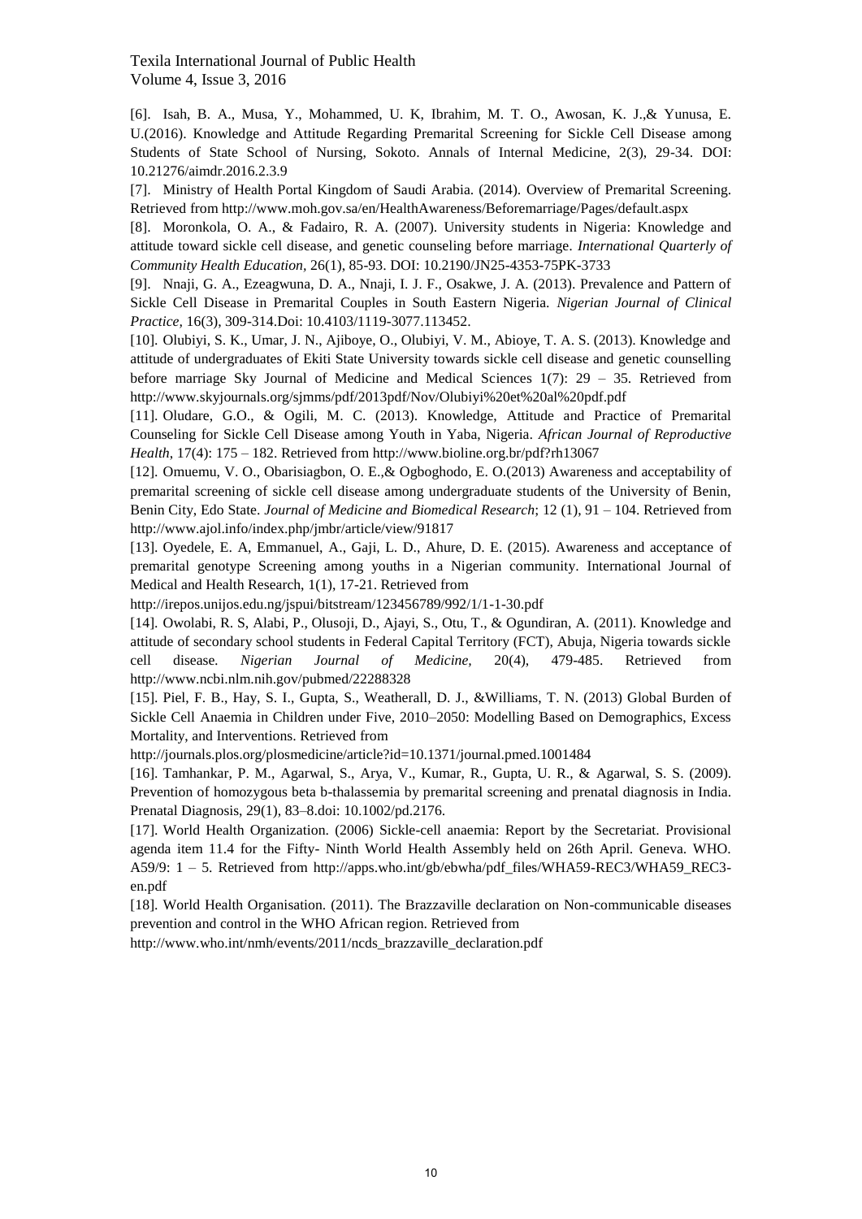[6]. Isah, B. A., Musa, Y., Mohammed, U. K, Ibrahim, M. T. O., Awosan, K. J.,& Yunusa, E. U.(2016). Knowledge and Attitude Regarding Premarital Screening for Sickle Cell Disease among Students of State School of Nursing, Sokoto. Annals of Internal Medicine, 2(3), 29-34. DOI: 10.21276/aimdr.2016.2.3.9

[7]. Ministry of Health Portal Kingdom of Saudi Arabia. (2014). Overview of Premarital Screening. Retrieved from http://www.moh.gov.sa/en/HealthAwareness/Beforemarriage/Pages/default.aspx

[8]. Moronkola, O. A., & Fadairo, R. A. (2007). University students in Nigeria: Knowledge and attitude toward sickle cell disease, and genetic counseling before marriage. *International Quarterly of Community Health Education*, 26(1), 85-93. DOI: 10.2190/JN25-4353-75PK-3733

[9]. Nnaji, G. A., Ezeagwuna, D. A., Nnaji, I. J. F., Osakwe, J. A. (2013). Prevalence and Pattern of Sickle Cell Disease in Premarital Couples in South Eastern Nigeria. *Nigerian Journal of Clinical Practice*, 16(3), 309-314.Doi: 10.4103/1119-3077.113452.

[10]. Olubiyi, S. K., Umar, J. N., Ajiboye, O., Olubiyi, V. M., Abioye, T. A. S. (2013). Knowledge and attitude of undergraduates of Ekiti State University towards sickle cell disease and genetic counselling before marriage Sky Journal of Medicine and Medical Sciences 1(7): 29 – 35. Retrieved from http://www.skyjournals.org/sjmms/pdf/2013pdf/Nov/Olubiyi%20et%20al%20pdf.pdf

[11]. Oludare, G.O., & Ogili, M. C. (2013). Knowledge, Attitude and Practice of Premarital Counseling for Sickle Cell Disease among Youth in Yaba, Nigeria. *African Journal of Reproductive Health*, 17(4): 175 – 182. Retrieved from http://www.bioline.org.br/pdf?rh13067

[12]. Omuemu, V. O., Obarisiagbon, O. E.,& Ogboghodo, E. O.(2013) Awareness and acceptability of premarital screening of sickle cell disease among undergraduate students of the University of Benin, Benin City, Edo State. *Journal of Medicine and Biomedical Research*; 12 (1), 91 – 104. Retrieved from http://www.ajol.info/index.php/jmbr/article/view/91817

[13]. Oyedele, E. A, Emmanuel, A., Gaji, L. D., Ahure, D. E. (2015). Awareness and acceptance of premarital genotype Screening among youths in a Nigerian community. International Journal of Medical and Health Research, 1(1), 17-21. Retrieved from http://irepos.unijos.edu.ng/jspui/bitstream/123456789/992/1/1-1-30.pdf

[14]. Owolabi, R. S, Alabi, P., Olusoji, D., Ajayi, S., Otu, T., & Ogundiran, A. (2011). Knowledge and attitude of secondary school students in Federal Capital Territory (FCT), Abuja, Nigeria towards sickle cell disease. *Nigerian Journal of Medicine*, 20(4), 479-485. Retrieved from http://www.ncbi.nlm.nih.gov/pubmed/22288328

[15]. Piel, F. B., Hay, S. I., Gupta, S., Weatherall, D. J., &Williams, T. N. (2013) Global Burden of Sickle Cell Anaemia in Children under Five, 2010–2050: Modelling Based on Demographics, Excess Mortality, and Interventions. Retrieved from http://journals.plos.org/plosmedicine/article?id=10.1371/journal.pmed.1001484

[16]. Tamhankar, P. M., Agarwal, S., Arya, V., Kumar, R., Gupta, U. R., & Agarwal, S. S. (2009). Prevention of homozygous beta b-thalassemia by premarital screening and prenatal diagnosis in India. Prenatal Diagnosis, 29(1), 83–8.doi: 10.1002/pd.2176.

[17]. World Health Organization. (2006) Sickle-cell anaemia: Report by the Secretariat. Provisional agenda item 11.4 for the Fifty- Ninth World Health Assembly held on 26th April. Geneva. WHO. A59/9: 1 – 5. Retrieved from http://apps.who.int/gb/ebwha/pdf_files/WHA59-REC3/WHA59_REC3-en.pdf

[18]. World Health Organisation. (2011). The Brazzaville declaration on Non-communicable diseases prevention and control in the WHO African region. Retrieved from http://www.who.int/nmh/events/2011/ncds_brazzaville_declaration.pdf